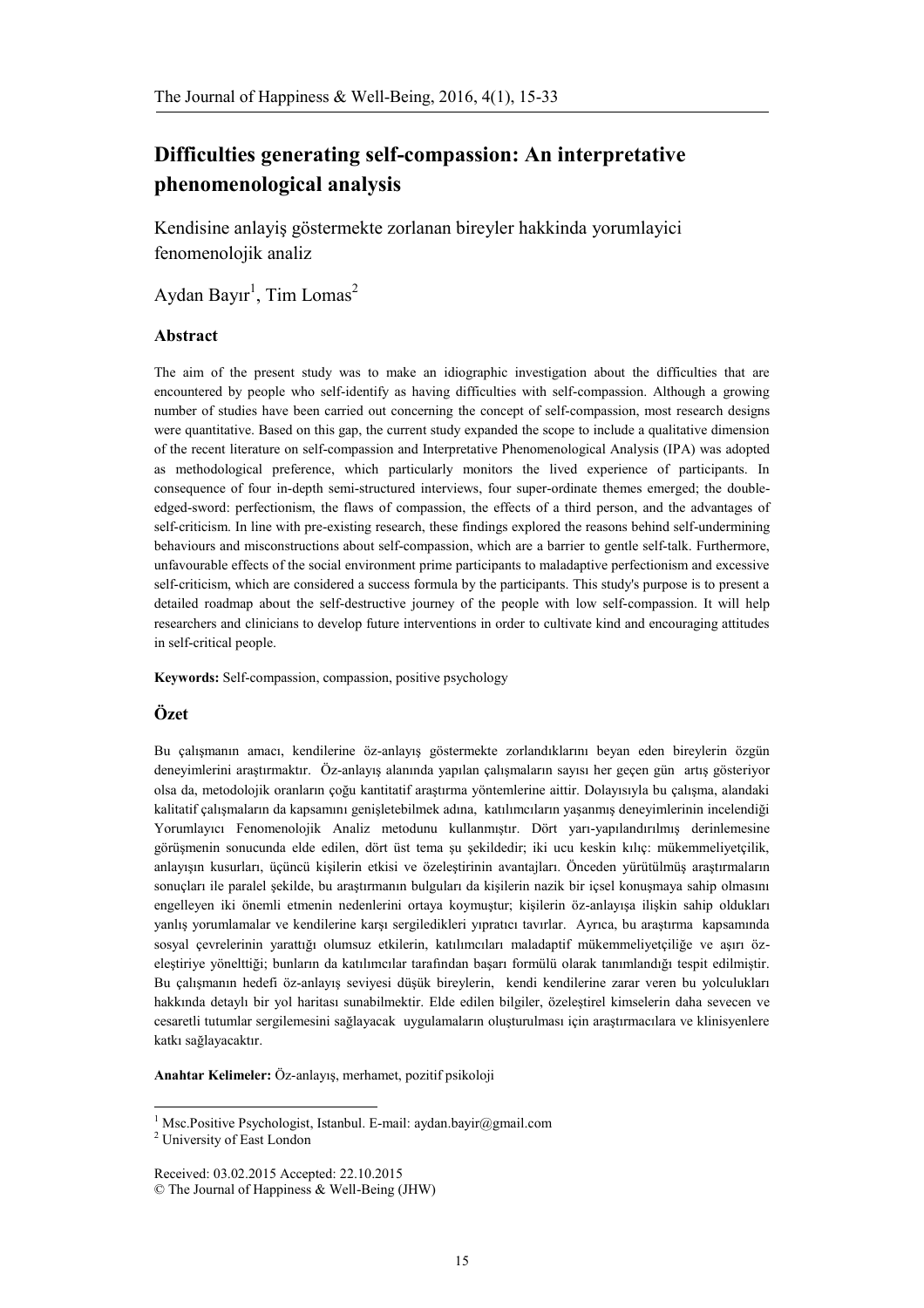# Difficulties generating self-compassion: An interpretative phenomenological analysis

Kendisine anlayiş göstermekte zorlanan bireyler hakkinda yorumlayici fenomenolojik analiz

Aydan Bayır[1], Tim Lomas[2]

## Abstract

The aim of the present study was to make an idiographic investigation about the difficulties that are encountered by people who self-identify as having difficulties with self-compassion. Although a growing number of studies have been carried out concerning the concept of self-compassion, most research designs were quantitative. Based on this gap, the current study expanded the scope to include a qualitative dimension of the recent literature on self-compassion and Interpretative Phenomenological Analysis (IPA) was adopted as methodological preference, which particularly monitors the lived experience of participants. In consequence of four in-depth semi-structured interviews, four super-ordinate themes emerged; the double-edged-sword: perfectionism, the flaws of compassion, the effects of a third person, and the advantages of self-criticism. In line with pre-existing research, these findings explored the reasons behind self-undermining behaviours and misconstructions about self-compassion, which are a barrier to gentle self-talk. Furthermore, unfavourable effects of the social environment prime participants to maladaptive perfectionism and excessive self-criticism, which are considered a success formula by the participants. This study's purpose is to present a detailed roadmap about the self-destructive journey of the people with low self-compassion. It will help researchers and clinicians to develop future interventions in order to cultivate kind and encouraging attitudes in self-critical people.

**Keywords:** Self-compassion, compassion, positive psychology

## Özet

Bu çalışmanın amacı, kendilerine öz-anlayış göstermekte zorlandıklarını beyan eden bireylerin özgün deneyimlerini araştırmaktır. Öz-anlayış alanında yapılan çalışmaların sayısı her geçen gün artış gösteriyor olsa da, metodolojik oranların çoğu kantitatif araştırma yöntemlerine aittir. Dolayısıyla bu çalışma, alandaki kalitatif çalışmaların da kapsamını genişletebilmek adına, katılımcıların yaşanmış deneyimlerinin incelendiği Yorumlayıcı Fenomenolojik Analiz metodunu kullanmıştır. Dört yarı-yapılandırılmış derinlemesine görüşmenin sonucunda elde edilen, dört üst tema şu şekildedir; iki ucu keskin kılıç: mükemmeliyetçilik, anlayışın kusurları, üçüncü kişilerin etkisi ve özeleştirinin avantajları. Önceden yürütülmüş araştırmaların sonuçları ile paralel şekilde, bu araştırmanın bulguları da kişilerin nazik bir içsel konuşmaya sahip olmasını engelleyen iki önemli etmenin nedenlerini ortaya koymuştur; kişilerin öz-anlayışa ilişkin sahip oldukları yanlış yorumlamalar ve kendilerine karşı sergiledikleri yıpratıcı tavırlar. Ayrıca, bu araştırma kapsamında sosyal çevrelerinin yarattığı olumsuz etkilerin, katılımcıları maladaptif mükemmeliyetçiliğe ve aşırı öz-eleştiriye yönelttiği; bunların da katılımcılar tarafından başarı formülü olarak tanımlandığı tespit edilmiştir. Bu çalışmanın hedefi öz-anlayış seviyesi düşük bireylerin, kendi kendilerine zarar veren bu yolculukları hakkında detaylı bir yol haritası sunabilmektir. Elde edilen bilgiler, özeleştirel kimselerin daha sevecen ve cesaretli tutumlar sergilemesini sağlayacak uygulamaların oluşturulması için araştırmacılara ve klinisyenlere katkı sağlayacaktır.

**Anahtar Kelimeler:** Öz-anlayış, merhamet, pozitif psikoloji

[1] Msc.Positive Psychologist, Istanbul. E-mail: aydan.bayir@gmail.com

[2] University of East London

Received: 03.02.2015 Accepted: 22.10.2015

© The Journal of Happiness & Well-Being (JHW)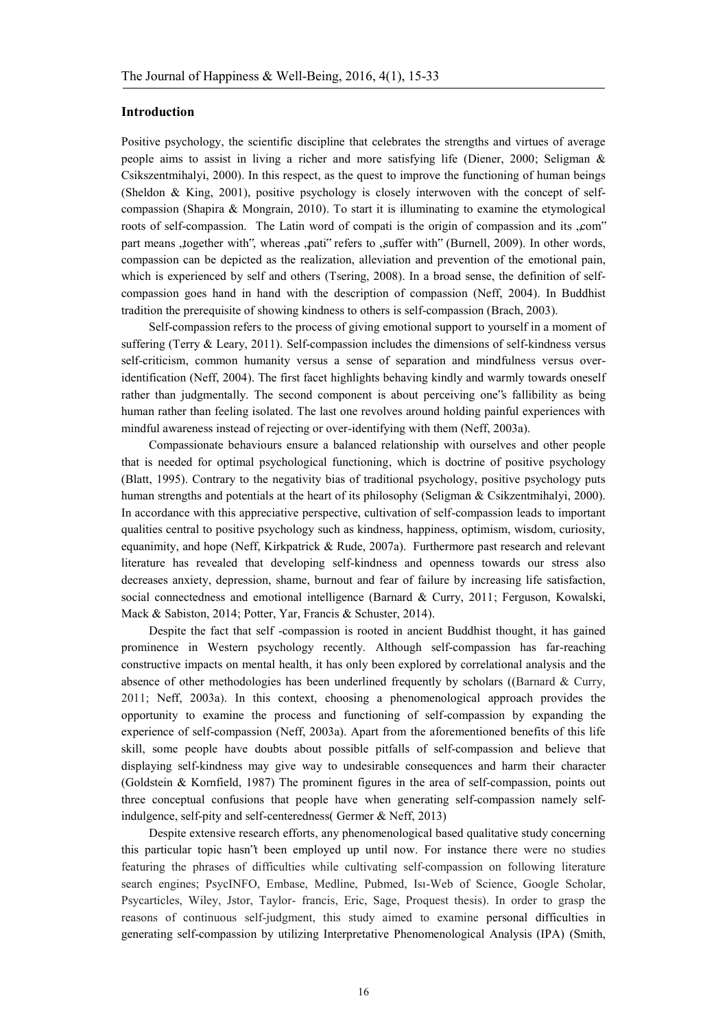## Introduction

Positive psychology, the scientific discipline that celebrates the strengths and virtues of average people aims to assist in living a richer and more satisfying life (Diener, 2000; Seligman & Csikszentmihalyi, 2000). In this respect, as the quest to improve the functioning of human beings (Sheldon & King, 2001), positive psychology is closely interwoven with the concept of self-compassion (Shapira & Mongrain, 2010). To start it is illuminating to examine the etymological roots of self-compassion. The Latin word of compati is the origin of compassion and its „com" part means „together with", whereas „pati" refers to „suffer with" (Burnell, 2009). In other words, compassion can be depicted as the realization, alleviation and prevention of the emotional pain, which is experienced by self and others (Tsering, 2008). In a broad sense, the definition of self-compassion goes hand in hand with the description of compassion (Neff, 2004). In Buddhist tradition the prerequisite of showing kindness to others is self-compassion (Brach, 2003).

Self-compassion refers to the process of giving emotional support to yourself in a moment of suffering (Terry & Leary, 2011). Self-compassion includes the dimensions of self-kindness versus self-criticism, common humanity versus a sense of separation and mindfulness versus over-identification (Neff, 2004). The first facet highlights behaving kindly and warmly towards oneself rather than judgmentally. The second component is about perceiving one"s fallibility as being human rather than feeling isolated. The last one revolves around holding painful experiences with mindful awareness instead of rejecting or over-identifying with them (Neff, 2003a).

Compassionate behaviours ensure a balanced relationship with ourselves and other people that is needed for optimal psychological functioning, which is doctrine of positive psychology (Blatt, 1995). Contrary to the negativity bias of traditional psychology, positive psychology puts human strengths and potentials at the heart of its philosophy (Seligman & Csikzentmihalyi, 2000). In accordance with this appreciative perspective, cultivation of self-compassion leads to important qualities central to positive psychology such as kindness, happiness, optimism, wisdom, curiosity, equanimity, and hope (Neff, Kirkpatrick & Rude, 2007a). Furthermore past research and relevant literature has revealed that developing self-kindness and openness towards our stress also decreases anxiety, depression, shame, burnout and fear of failure by increasing life satisfaction, social connectedness and emotional intelligence (Barnard & Curry, 2011; Ferguson, Kowalski, Mack & Sabiston, 2014; Potter, Yar, Francis & Schuster, 2014).

Despite the fact that self -compassion is rooted in ancient Buddhist thought, it has gained prominence in Western psychology recently. Although self-compassion has far-reaching constructive impacts on mental health, it has only been explored by correlational analysis and the absence of other methodologies has been underlined frequently by scholars ((Barnard & Curry, 2011; Neff, 2003a). In this context, choosing a phenomenological approach provides the opportunity to examine the process and functioning of self-compassion by expanding the experience of self-compassion (Neff, 2003a). Apart from the aforementioned benefits of this life skill, some people have doubts about possible pitfalls of self-compassion and believe that displaying self-kindness may give way to undesirable consequences and harm their character (Goldstein & Kornfield, 1987) The prominent figures in the area of self-compassion, points out three conceptual confusions that people have when generating self-compassion namely self-indulgence, self-pity and self-centeredness( Germer & Neff, 2013)

Despite extensive research efforts, any phenomenological based qualitative study concerning this particular topic hasn"t been employed up until now. For instance there were no studies featuring the phrases of difficulties while cultivating self-compassion on following literature search engines; PsycINFO, Embase, Medline, Pubmed, Isı-Web of Science, Google Scholar, Psycarticles, Wiley, Jstor, Taylor- francis, Eric, Sage, Proquest thesis). In order to grasp the reasons of continuous self-judgment, this study aimed to examine personal difficulties in generating self-compassion by utilizing Interpretative Phenomenological Analysis (IPA) (Smith,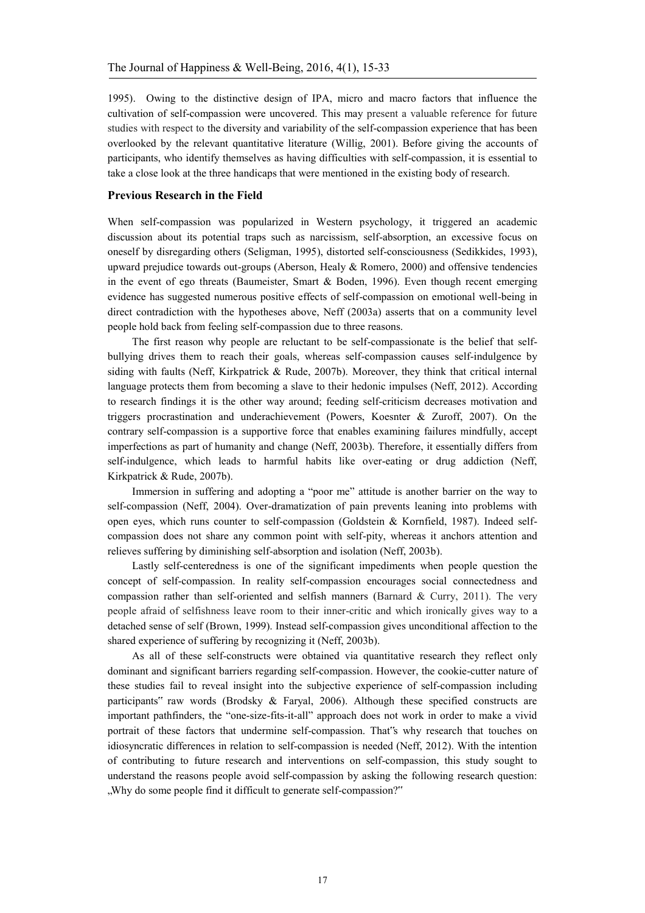1995). Owing to the distinctive design of IPA, micro and macro factors that influence the cultivation of self-compassion were uncovered. This may present a valuable reference for future studies with respect to the diversity and variability of the self-compassion experience that has been overlooked by the relevant quantitative literature (Willig, 2001). Before giving the accounts of participants, who identify themselves as having difficulties with self-compassion, it is essential to take a close look at the three handicaps that were mentioned in the existing body of research.

### Previous Research in the Field

When self-compassion was popularized in Western psychology, it triggered an academic discussion about its potential traps such as narcissism, self-absorption, an excessive focus on oneself by disregarding others (Seligman, 1995), distorted self-consciousness (Sedikkides, 1993), upward prejudice towards out-groups (Aberson, Healy & Romero, 2000) and offensive tendencies in the event of ego threats (Baumeister, Smart & Boden, 1996). Even though recent emerging evidence has suggested numerous positive effects of self-compassion on emotional well-being in direct contradiction with the hypotheses above, Neff (2003a) asserts that on a community level people hold back from feeling self-compassion due to three reasons.

The first reason why people are reluctant to be self-compassionate is the belief that self-bullying drives them to reach their goals, whereas self-compassion causes self-indulgence by siding with faults (Neff, Kirkpatrick & Rude, 2007b). Moreover, they think that critical internal language protects them from becoming a slave to their hedonic impulses (Neff, 2012). According to research findings it is the other way around; feeding self-criticism decreases motivation and triggers procrastination and underachievement (Powers, Koesnter & Zuroff, 2007). On the contrary self-compassion is a supportive force that enables examining failures mindfully, accept imperfections as part of humanity and change (Neff, 2003b). Therefore, it essentially differs from self-indulgence, which leads to harmful habits like over-eating or drug addiction (Neff, Kirkpatrick & Rude, 2007b).

Immersion in suffering and adopting a "poor me" attitude is another barrier on the way to self-compassion (Neff, 2004). Over-dramatization of pain prevents leaning into problems with open eyes, which runs counter to self-compassion (Goldstein & Kornfield, 1987). Indeed self-compassion does not share any common point with self-pity, whereas it anchors attention and relieves suffering by diminishing self-absorption and isolation (Neff, 2003b).

Lastly self-centeredness is one of the significant impediments when people question the concept of self-compassion. In reality self-compassion encourages social connectedness and compassion rather than self-oriented and selfish manners (Barnard & Curry, 2011). The very people afraid of selfishness leave room to their inner-critic and which ironically gives way to a detached sense of self (Brown, 1999). Instead self-compassion gives unconditional affection to the shared experience of suffering by recognizing it (Neff, 2003b).

As all of these self-constructs were obtained via quantitative research they reflect only dominant and significant barriers regarding self-compassion. However, the cookie-cutter nature of these studies fail to reveal insight into the subjective experience of self-compassion including participants" raw words (Brodsky & Faryal, 2006). Although these specified constructs are important pathfinders, the "one-size-fits-it-all" approach does not work in order to make a vivid portrait of these factors that undermine self-compassion. That"s why research that touches on idiosyncratic differences in relation to self-compassion is needed (Neff, 2012). With the intention of contributing to future research and interventions on self-compassion, this study sought to understand the reasons people avoid self-compassion by asking the following research question: „Why do some people find it difficult to generate self-compassion?"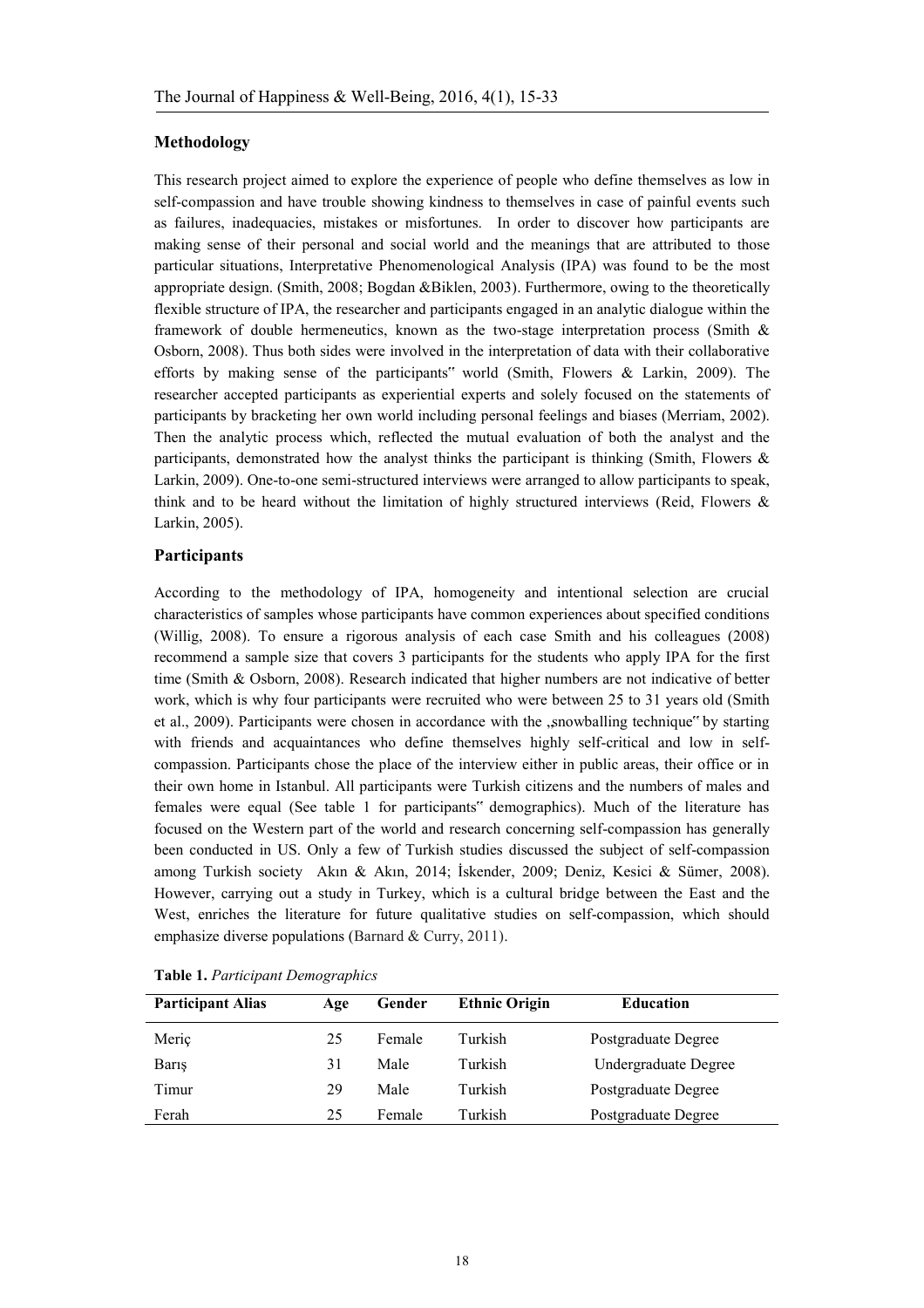## Methodology

This research project aimed to explore the experience of people who define themselves as low in self-compassion and have trouble showing kindness to themselves in case of painful events such as failures, inadequacies, mistakes or misfortunes. In order to discover how participants are making sense of their personal and social world and the meanings that are attributed to those particular situations, Interpretative Phenomenological Analysis (IPA) was found to be the most appropriate design. (Smith, 2008; Bogdan &Biklen, 2003). Furthermore, owing to the theoretically flexible structure of IPA, the researcher and participants engaged in an analytic dialogue within the framework of double hermeneutics, known as the two-stage interpretation process (Smith & Osborn, 2008). Thus both sides were involved in the interpretation of data with their collaborative efforts by making sense of the participants‟ world (Smith, Flowers & Larkin, 2009). The researcher accepted participants as experiential experts and solely focused on the statements of participants by bracketing her own world including personal feelings and biases (Merriam, 2002). Then the analytic process which, reflected the mutual evaluation of both the analyst and the participants, demonstrated how the analyst thinks the participant is thinking (Smith, Flowers & Larkin, 2009). One-to-one semi-structured interviews were arranged to allow participants to speak, think and to be heard without the limitation of highly structured interviews (Reid, Flowers & Larkin, 2005).

## Participants

According to the methodology of IPA, homogeneity and intentional selection are crucial characteristics of samples whose participants have common experiences about specified conditions (Willig, 2008). To ensure a rigorous analysis of each case Smith and his colleagues (2008) recommend a sample size that covers 3 participants for the students who apply IPA for the first time (Smith & Osborn, 2008). Research indicated that higher numbers are not indicative of better work, which is why four participants were recruited who were between 25 to 31 years old (Smith et al., 2009). Participants were chosen in accordance with the „snowballing technique‟ by starting with friends and acquaintances who define themselves highly self-critical and low in self-compassion. Participants chose the place of the interview either in public areas, their office or in their own home in Istanbul. All participants were Turkish citizens and the numbers of males and females were equal (See table 1 for participants‟ demographics). Much of the literature has focused on the Western part of the world and research concerning self-compassion has generally been conducted in US. Only a few of Turkish studies discussed the subject of self-compassion among Turkish society Akın & Akın, 2014; İskender, 2009; Deniz, Kesici & Sümer, 2008). However, carrying out a study in Turkey, which is a cultural bridge between the East and the West, enriches the literature for future qualitative studies on self-compassion, which should emphasize diverse populations (Barnard & Curry, 2011).

**Table 1.** *Participant Demographics*

| Participant Alias | Age | Gender | Ethnic Origin | Education |
|---|---|---|---|---|
| Meriç | 25 | Female | Turkish | Postgraduate Degree |
| Barış | 31 | Male | Turkish | Undergraduate Degree |
| Timur | 29 | Male | Turkish | Postgraduate Degree |
| Ferah | 25 | Female | Turkish | Postgraduate Degree |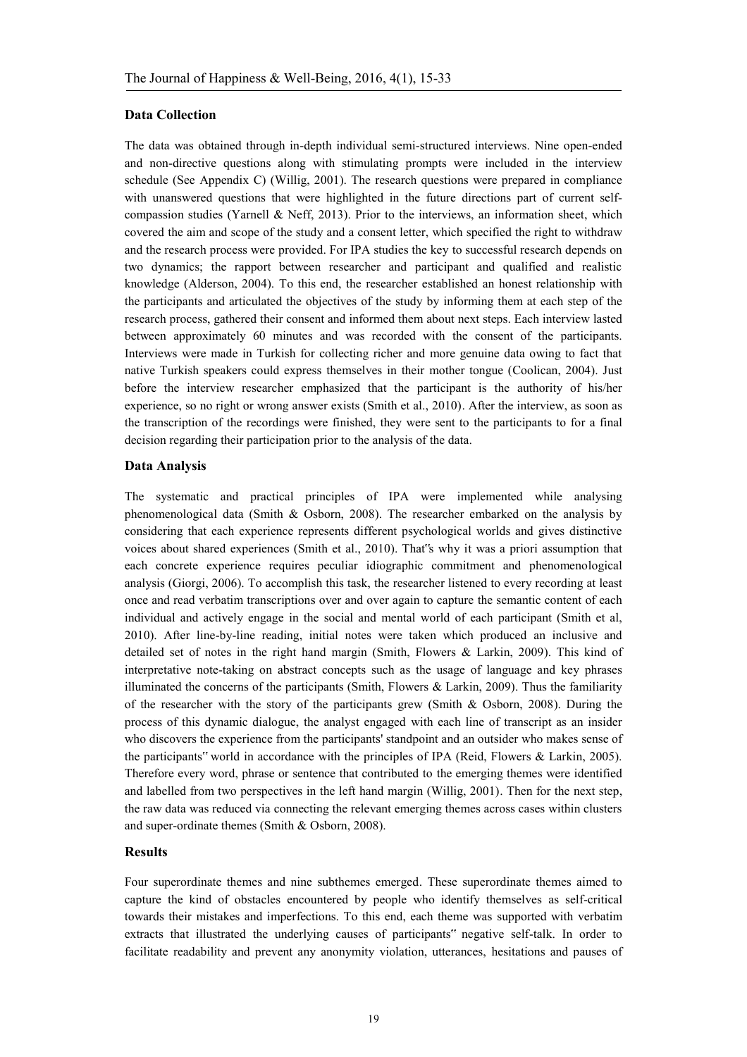### Data Collection

The data was obtained through in-depth individual semi-structured interviews. Nine open-ended and non-directive questions along with stimulating prompts were included in the interview schedule (See Appendix C) (Willig, 2001). The research questions were prepared in compliance with unanswered questions that were highlighted in the future directions part of current self-compassion studies (Yarnell & Neff, 2013). Prior to the interviews, an information sheet, which covered the aim and scope of the study and a consent letter, which specified the right to withdraw and the research process were provided. For IPA studies the key to successful research depends on two dynamics; the rapport between researcher and participant and qualified and realistic knowledge (Alderson, 2004). To this end, the researcher established an honest relationship with the participants and articulated the objectives of the study by informing them at each step of the research process, gathered their consent and informed them about next steps. Each interview lasted between approximately 60 minutes and was recorded with the consent of the participants. Interviews were made in Turkish for collecting richer and more genuine data owing to fact that native Turkish speakers could express themselves in their mother tongue (Coolican, 2004). Just before the interview researcher emphasized that the participant is the authority of his/her experience, so no right or wrong answer exists (Smith et al., 2010). After the interview, as soon as the transcription of the recordings were finished, they were sent to the participants to for a final decision regarding their participation prior to the analysis of the data.

### Data Analysis

The systematic and practical principles of IPA were implemented while analysing phenomenological data (Smith & Osborn, 2008). The researcher embarked on the analysis by considering that each experience represents different psychological worlds and gives distinctive voices about shared experiences (Smith et al., 2010). That‟s why it was a priori assumption that each concrete experience requires peculiar idiographic commitment and phenomenological analysis (Giorgi, 2006). To accomplish this task, the researcher listened to every recording at least once and read verbatim transcriptions over and over again to capture the semantic content of each individual and actively engage in the social and mental world of each participant (Smith et al, 2010). After line-by-line reading, initial notes were taken which produced an inclusive and detailed set of notes in the right hand margin (Smith, Flowers & Larkin, 2009). This kind of interpretative note-taking on abstract concepts such as the usage of language and key phrases illuminated the concerns of the participants (Smith, Flowers & Larkin, 2009). Thus the familiarity of the researcher with the story of the participants grew (Smith & Osborn, 2008). During the process of this dynamic dialogue, the analyst engaged with each line of transcript as an insider who discovers the experience from the participants' standpoint and an outsider who makes sense of the participants‟ world in accordance with the principles of IPA (Reid, Flowers & Larkin, 2005). Therefore every word, phrase or sentence that contributed to the emerging themes were identified and labelled from two perspectives in the left hand margin (Willig, 2001). Then for the next step, the raw data was reduced via connecting the relevant emerging themes across cases within clusters and super-ordinate themes (Smith & Osborn, 2008).

### Results

Four superordinate themes and nine subthemes emerged. These superordinate themes aimed to capture the kind of obstacles encountered by people who identify themselves as self-critical towards their mistakes and imperfections. To this end, each theme was supported with verbatim extracts that illustrated the underlying causes of participants‟ negative self-talk. In order to facilitate readability and prevent any anonymity violation, utterances, hesitations and pauses of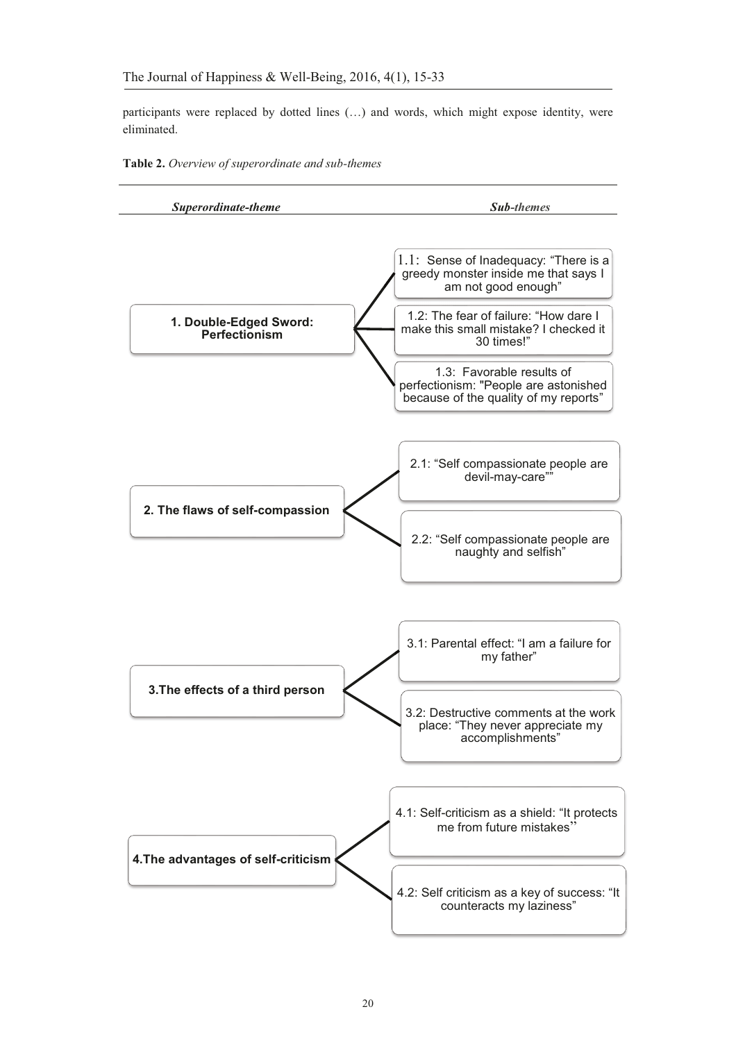participants were replaced by dotted lines (…) and words, which might expose identity, were eliminated.

**Table 2.** *Overview of superordinate and sub-themes*

| ***Superordinate-theme*** | ***Sub-themes*** |
|---|---|
| **1. Double-Edged Sword: Perfectionism** | 1.1: Sense of Inadequacy: "There is a greedy monster inside me that says I am not good enough" |
| | 1.2: The fear of failure: "How dare I make this small mistake? I checked it 30 times!" |
| | 1.3: Favorable results of perfectionism: "People are astonished because of the quality of my reports" |
| **2. The flaws of self-compassion** | 2.1: "Self compassionate people are devil-may-care"" |
| | 2.2: "Self compassionate people are naughty and selfish" |
| **3.The effects of a third person** | 3.1: Parental effect: "I am a failure for my father" |
| | 3.2: Destructive comments at the work place: "They never appreciate my accomplishments" |
| **4.The advantages of self-criticism** | 4.1: Self-criticism as a shield: "It protects me from future mistakes" |
| | 4.2: Self criticism as a key of success: "It counteracts my laziness" |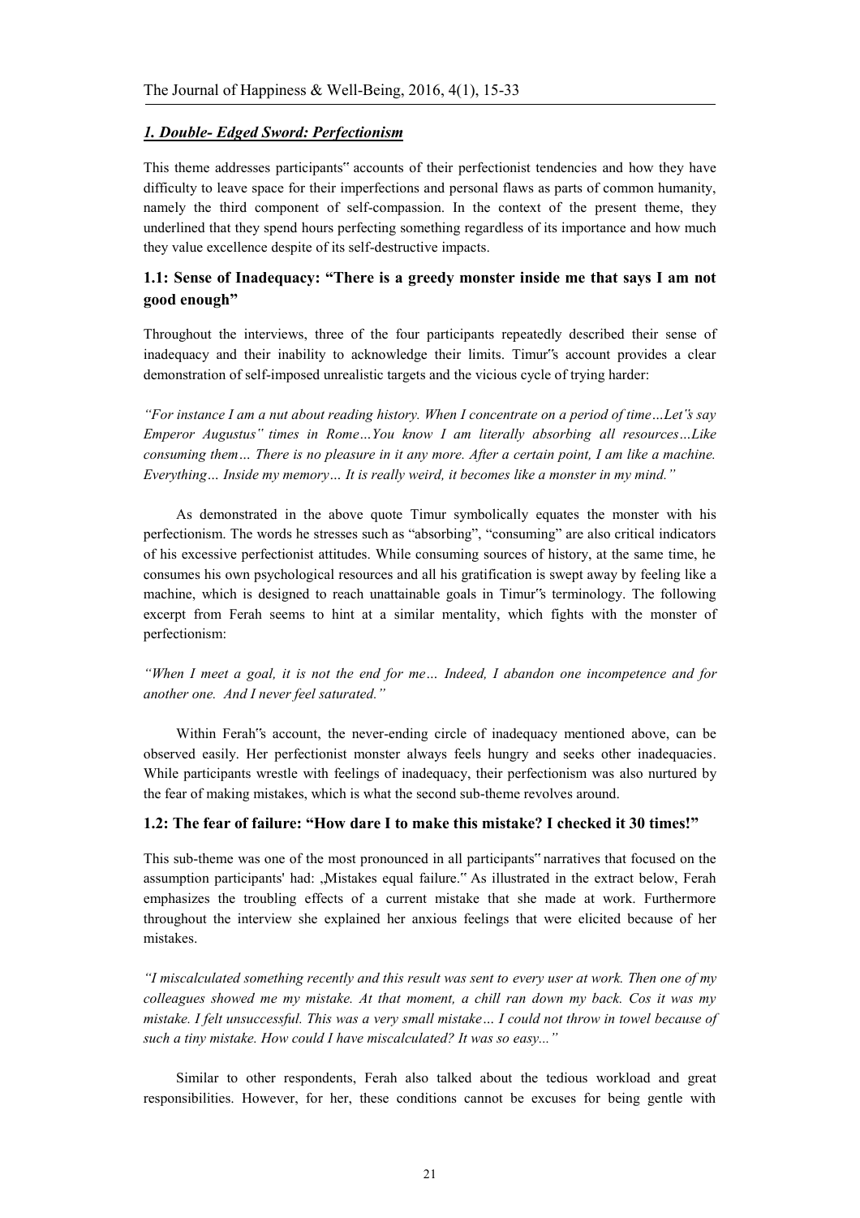## *1. Double- Edged Sword: Perfectionism*

This theme addresses participants" accounts of their perfectionist tendencies and how they have difficulty to leave space for their imperfections and personal flaws as parts of common humanity, namely the third component of self-compassion. In the context of the present theme, they underlined that they spend hours perfecting something regardless of its importance and how much they value excellence despite of its self-destructive impacts.

### 1.1: Sense of Inadequacy: "There is a greedy monster inside me that says I am not good enough"

Throughout the interviews, three of the four participants repeatedly described their sense of inadequacy and their inability to acknowledge their limits. Timur"s account provides a clear demonstration of self-imposed unrealistic targets and the vicious cycle of trying harder:

*"For instance I am a nut about reading history. When I concentrate on a period of time…Let"s say Emperor Augustus" times in Rome…You know I am literally absorbing all resources…Like consuming them… There is no pleasure in it any more. After a certain point, I am like a machine. Everything… Inside my memory… It is really weird, it becomes like a monster in my mind."*

As demonstrated in the above quote Timur symbolically equates the monster with his perfectionism. The words he stresses such as "absorbing", "consuming" are also critical indicators of his excessive perfectionist attitudes. While consuming sources of history, at the same time, he consumes his own psychological resources and all his gratification is swept away by feeling like a machine, which is designed to reach unattainable goals in Timur"s terminology. The following excerpt from Ferah seems to hint at a similar mentality, which fights with the monster of perfectionism:

*"When I meet a goal, it is not the end for me… Indeed, I abandon one incompetence and for another one. And I never feel saturated."*

Within Ferah"s account, the never-ending circle of inadequacy mentioned above, can be observed easily. Her perfectionist monster always feels hungry and seeks other inadequacies. While participants wrestle with feelings of inadequacy, their perfectionism was also nurtured by the fear of making mistakes, which is what the second sub-theme revolves around.

### 1.2: The fear of failure: "How dare I to make this mistake? I checked it 30 times!"

This sub-theme was one of the most pronounced in all participants" narratives that focused on the assumption participants' had: „Mistakes equal failure." As illustrated in the extract below, Ferah emphasizes the troubling effects of a current mistake that she made at work. Furthermore throughout the interview she explained her anxious feelings that were elicited because of her mistakes.

*"I miscalculated something recently and this result was sent to every user at work. Then one of my colleagues showed me my mistake. At that moment, a chill ran down my back. Cos it was my mistake. I felt unsuccessful. This was a very small mistake… I could not throw in towel because of such a tiny mistake. How could I have miscalculated? It was so easy..."*

Similar to other respondents, Ferah also talked about the tedious workload and great responsibilities. However, for her, these conditions cannot be excuses for being gentle with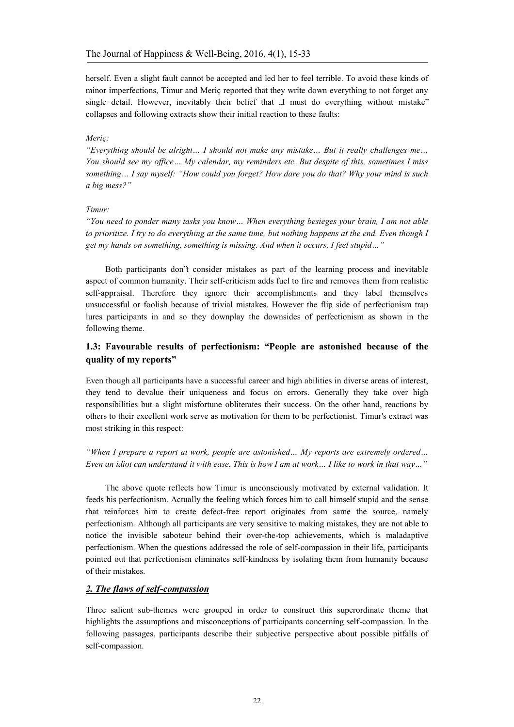herself. Even a slight fault cannot be accepted and led her to feel terrible. To avoid these kinds of minor imperfections, Timur and Meriç reported that they write down everything to not forget any single detail. However, inevitably their belief that „I must do everything without mistake‟ collapses and following extracts show their initial reaction to these faults:

*Meriç:*

*"Everything should be alright… I should not make any mistake… But it really challenges me… You should see my office… My calendar, my reminders etc. But despite of this, sometimes I miss something… I say myself: "How could you forget? How dare you do that? Why your mind is such a big mess?"*

*Timur:*

*"You need to ponder many tasks you know… When everything besieges your brain, I am not able to prioritize. I try to do everything at the same time, but nothing happens at the end. Even though I get my hands on something, something is missing. And when it occurs, I feel stupid…"*

Both participants don‟t consider mistakes as part of the learning process and inevitable aspect of common humanity. Their self-criticism adds fuel to fire and removes them from realistic self-appraisal. Therefore they ignore their accomplishments and they label themselves unsuccessful or foolish because of trivial mistakes. However the flip side of perfectionism trap lures participants in and so they downplay the downsides of perfectionism as shown in the following theme.

### 1.3: Favourable results of perfectionism: "People are astonished because of the quality of my reports"

Even though all participants have a successful career and high abilities in diverse areas of interest, they tend to devalue their uniqueness and focus on errors. Generally they take over high responsibilities but a slight misfortune obliterates their success. On the other hand, reactions by others to their excellent work serve as motivation for them to be perfectionist. Timur's extract was most striking in this respect:

*"When I prepare a report at work, people are astonished… My reports are extremely ordered… Even an idiot can understand it with ease. This is how I am at work… I like to work in that way…"*

The above quote reflects how Timur is unconsciously motivated by external validation. It feeds his perfectionism. Actually the feeling which forces him to call himself stupid and the sense that reinforces him to create defect-free report originates from same the source, namely perfectionism. Although all participants are very sensitive to making mistakes, they are not able to notice the invisible saboteur behind their over-the-top achievements, which is maladaptive perfectionism. When the questions addressed the role of self-compassion in their life, participants pointed out that perfectionism eliminates self-kindness by isolating them from humanity because of their mistakes.

## *2. The flaws of self-compassion*

Three salient sub-themes were grouped in order to construct this superordinate theme that highlights the assumptions and misconceptions of participants concerning self-compassion. In the following passages, participants describe their subjective perspective about possible pitfalls of self-compassion.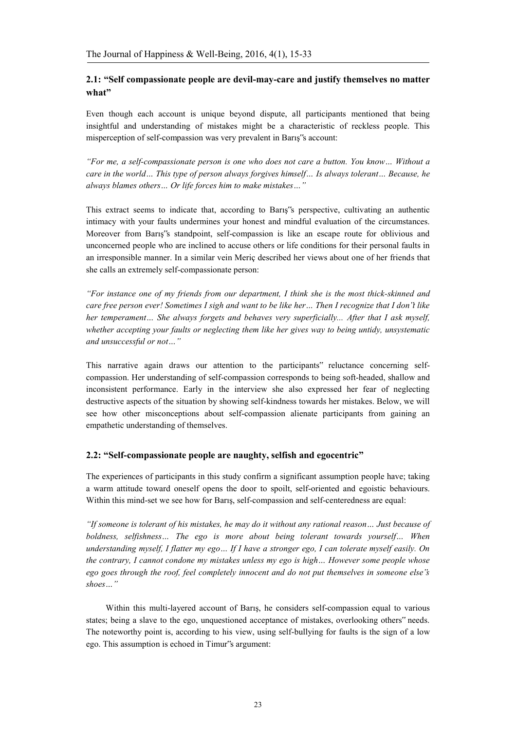## 2.1: "Self compassionate people are devil-may-care and justify themselves no matter what"

Even though each account is unique beyond dispute, all participants mentioned that being insightful and understanding of mistakes might be a characteristic of reckless people. This misperception of self-compassion was very prevalent in Barış"s account:

*"For me, a self-compassionate person is one who does not care a button. You know… Without a care in the world… This type of person always forgives himself… Is always tolerant… Because, he always blames others… Or life forces him to make mistakes…"*

This extract seems to indicate that, according to Barış"s perspective, cultivating an authentic intimacy with your faults undermines your honest and mindful evaluation of the circumstances. Moreover from Barış"s standpoint, self-compassion is like an escape route for oblivious and unconcerned people who are inclined to accuse others or life conditions for their personal faults in an irresponsible manner. In a similar vein Meriç described her views about one of her friends that she calls an extremely self-compassionate person:

*"For instance one of my friends from our department, I think she is the most thick-skinned and care free person ever! Sometimes I sigh and want to be like her… Then I recognize that I don't like her temperament… She always forgets and behaves very superficially... After that I ask myself, whether accepting your faults or neglecting them like her gives way to being untidy, unsystematic and unsuccessful or not…"*

This narrative again draws our attention to the participants" reluctance concerning self-compassion. Her understanding of self-compassion corresponds to being soft-headed, shallow and inconsistent performance. Early in the interview she also expressed her fear of neglecting destructive aspects of the situation by showing self-kindness towards her mistakes. Below, we will see how other misconceptions about self-compassion alienate participants from gaining an empathetic understanding of themselves.

## 2.2: "Self-compassionate people are naughty, selfish and egocentric"

The experiences of participants in this study confirm a significant assumption people have; taking a warm attitude toward oneself opens the door to spoilt, self-oriented and egoistic behaviours. Within this mind-set we see how for Barış, self-compassion and self-centeredness are equal:

*"If someone is tolerant of his mistakes, he may do it without any rational reason… Just because of boldness, selfishness… The ego is more about being tolerant towards yourself… When understanding myself, I flatter my ego… If I have a stronger ego, I can tolerate myself easily. On the contrary, I cannot condone my mistakes unless my ego is high… However some people whose ego goes through the roof, feel completely innocent and do not put themselves in someone else's shoes…"*

Within this multi-layered account of Barış, he considers self-compassion equal to various states; being a slave to the ego, unquestioned acceptance of mistakes, overlooking others" needs. The noteworthy point is, according to his view, using self-bullying for faults is the sign of a low ego. This assumption is echoed in Timur"s argument: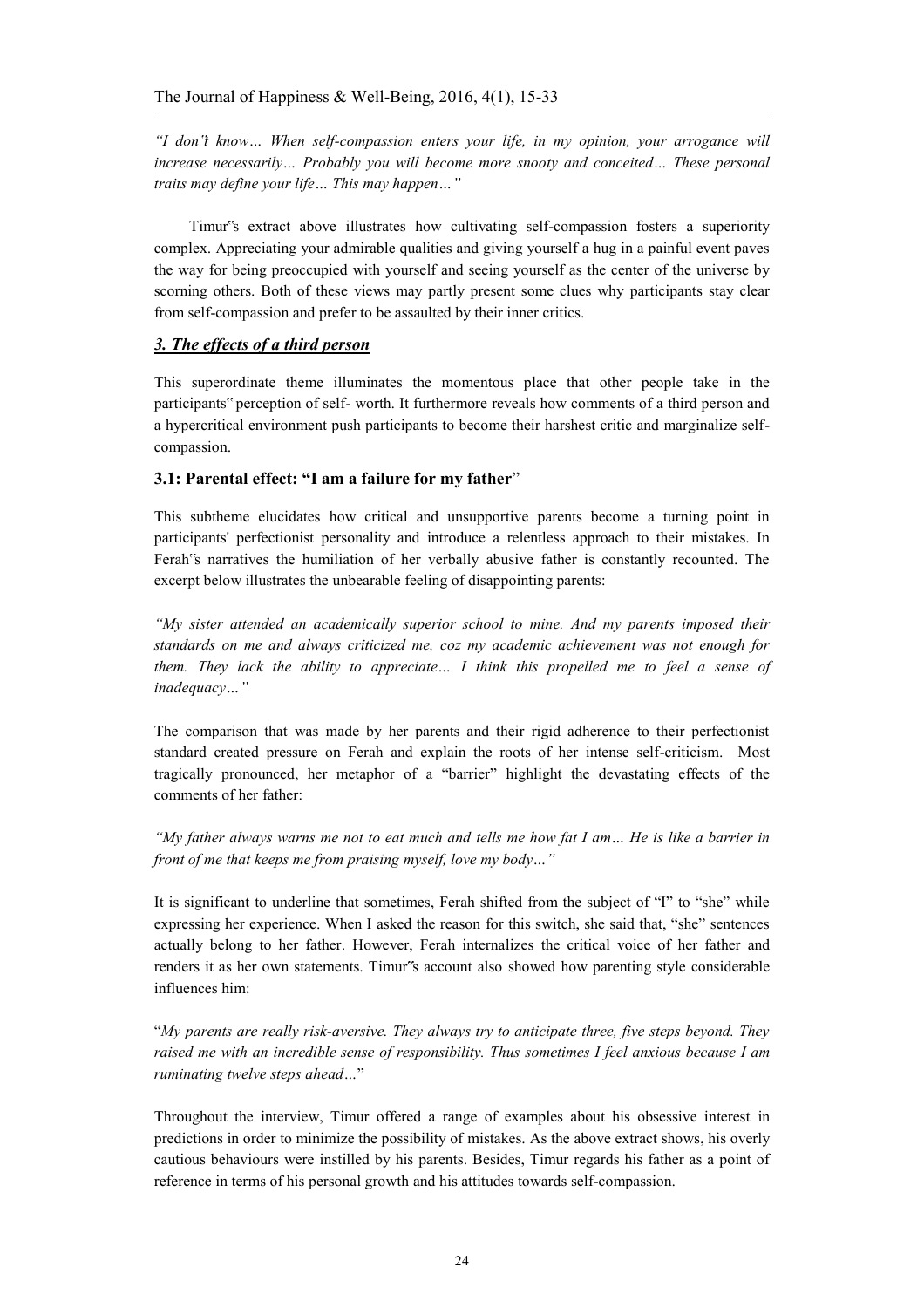*"I don't know… When self-compassion enters your life, in my opinion, your arrogance will increase necessarily… Probably you will become more snooty and conceited… These personal traits may define your life… This may happen…"*

Timur"s extract above illustrates how cultivating self-compassion fosters a superiority complex. Appreciating your admirable qualities and giving yourself a hug in a painful event paves the way for being preoccupied with yourself and seeing yourself as the center of the universe by scorning others. Both of these views may partly present some clues why participants stay clear from self-compassion and prefer to be assaulted by their inner critics.

### ***3. The effects of a third person***

This superordinate theme illuminates the momentous place that other people take in the participants" perception of self- worth. It furthermore reveals how comments of a third person and a hypercritical environment push participants to become their harshest critic and marginalize self-compassion.

#### **3.1: Parental effect: "I am a failure for my father"**

This subtheme elucidates how critical and unsupportive parents become a turning point in participants' perfectionist personality and introduce a relentless approach to their mistakes. In Ferah"s narratives the humiliation of her verbally abusive father is constantly recounted. The excerpt below illustrates the unbearable feeling of disappointing parents:

*"My sister attended an academically superior school to mine. And my parents imposed their standards on me and always criticized me, coz my academic achievement was not enough for them. They lack the ability to appreciate… I think this propelled me to feel a sense of inadequacy…"*

The comparison that was made by her parents and their rigid adherence to their perfectionist standard created pressure on Ferah and explain the roots of her intense self-criticism. Most tragically pronounced, her metaphor of a "barrier" highlight the devastating effects of the comments of her father:

*"My father always warns me not to eat much and tells me how fat I am… He is like a barrier in front of me that keeps me from praising myself, love my body…"*

It is significant to underline that sometimes, Ferah shifted from the subject of "I" to "she" while expressing her experience. When I asked the reason for this switch, she said that, "she" sentences actually belong to her father. However, Ferah internalizes the critical voice of her father and renders it as her own statements. Timur"s account also showed how parenting style considerable influences him:

"*My parents are really risk-aversive. They always try to anticipate three, five steps beyond. They raised me with an incredible sense of responsibility. Thus sometimes I feel anxious because I am ruminating twelve steps ahead…*"

Throughout the interview, Timur offered a range of examples about his obsessive interest in predictions in order to minimize the possibility of mistakes. As the above extract shows, his overly cautious behaviours were instilled by his parents. Besides, Timur regards his father as a point of reference in terms of his personal growth and his attitudes towards self-compassion.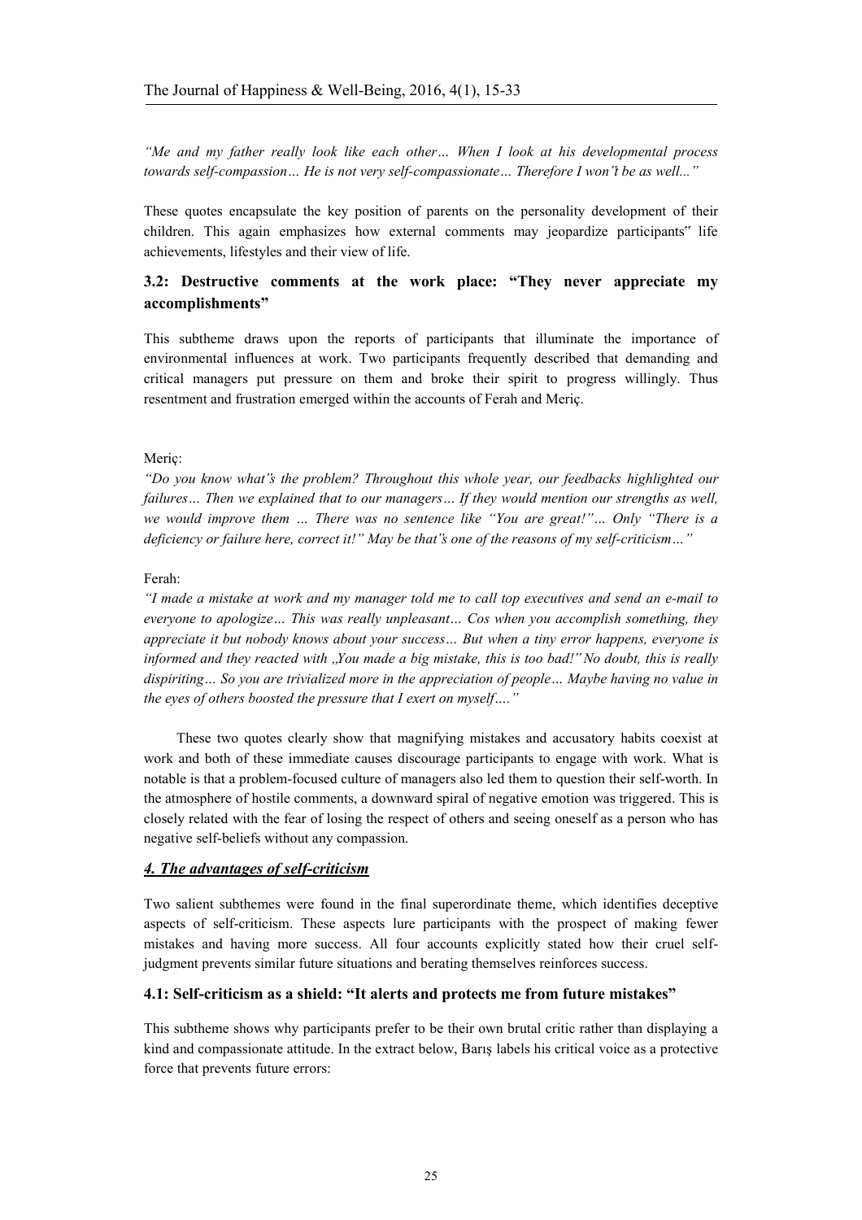*"Me and my father really look like each other… When I look at his developmental process towards self-compassion… He is not very self-compassionate… Therefore I won't be as well..."*

These quotes encapsulate the key position of parents on the personality development of their children. This again emphasizes how external comments may jeopardize participants" life achievements, lifestyles and their view of life.

### 3.2: Destructive comments at the work place: "They never appreciate my accomplishments"

This subtheme draws upon the reports of participants that illuminate the importance of environmental influences at work. Two participants frequently described that demanding and critical managers put pressure on them and broke their spirit to progress willingly. Thus resentment and frustration emerged within the accounts of Ferah and Meriç.

Meriç:

*"Do you know what's the problem? Throughout this whole year, our feedbacks highlighted our failures… Then we explained that to our managers… If they would mention our strengths as well, we would improve them … There was no sentence like "You are great!"… Only "There is a deficiency or failure here, correct it!" May be that's one of the reasons of my self-criticism…"*

Ferah:

*"I made a mistake at work and my manager told me to call top executives and send an e-mail to everyone to apologize… This was really unpleasant… Cos when you accomplish something, they appreciate it but nobody knows about your success… But when a tiny error happens, everyone is informed and they reacted with „You made a big mistake, this is too bad!" No doubt, this is really dispiriting… So you are trivialized more in the appreciation of people… Maybe having no value in the eyes of others boosted the pressure that I exert on myself…."*

These two quotes clearly show that magnifying mistakes and accusatory habits coexist at work and both of these immediate causes discourage participants to engage with work. What is notable is that a problem-focused culture of managers also led them to question their self-worth. In the atmosphere of hostile comments, a downward spiral of negative emotion was triggered. This is closely related with the fear of losing the respect of others and seeing oneself as a person who has negative self-beliefs without any compassion.

## *4. The advantages of self-criticism*

Two salient subthemes were found in the final superordinate theme, which identifies deceptive aspects of self-criticism. These aspects lure participants with the prospect of making fewer mistakes and having more success. All four accounts explicitly stated how their cruel self-judgment prevents similar future situations and berating themselves reinforces success.

### 4.1: Self-criticism as a shield: "It alerts and protects me from future mistakes"

This subtheme shows why participants prefer to be their own brutal critic rather than displaying a kind and compassionate attitude. In the extract below, Barış labels his critical voice as a protective force that prevents future errors: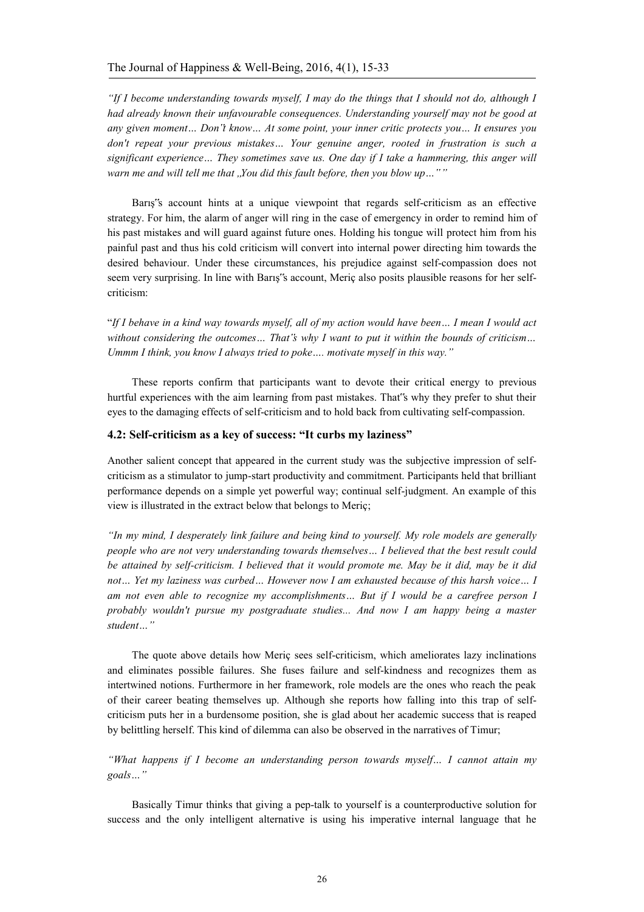*"If I become understanding towards myself, I may do the things that I should not do, although I had already known their unfavourable consequences. Understanding yourself may not be good at any given moment… Don't know… At some point, your inner critic protects you… It ensures you don't repeat your previous mistakes… Your genuine anger, rooted in frustration is such a significant experience… They sometimes save us. One day if I take a hammering, this anger will warn me and will tell me that „You did this fault before, then you blow up…""*

Barış"s account hints at a unique viewpoint that regards self-criticism as an effective strategy. For him, the alarm of anger will ring in the case of emergency in order to remind him of his past mistakes and will guard against future ones. Holding his tongue will protect him from his painful past and thus his cold criticism will convert into internal power directing him towards the desired behaviour. Under these circumstances, his prejudice against self-compassion does not seem very surprising. In line with Barış"s account, Meriç also posits plausible reasons for her self-criticism:

"*If I behave in a kind way towards myself, all of my action would have been… I mean I would act without considering the outcomes… That's why I want to put it within the bounds of criticism… Ummm I think, you know I always tried to poke…. motivate myself in this way."*

These reports confirm that participants want to devote their critical energy to previous hurtful experiences with the aim learning from past mistakes. That"s why they prefer to shut their eyes to the damaging effects of self-criticism and to hold back from cultivating self-compassion.

### 4.2: Self-criticism as a key of success: "It curbs my laziness"

Another salient concept that appeared in the current study was the subjective impression of self-criticism as a stimulator to jump-start productivity and commitment. Participants held that brilliant performance depends on a simple yet powerful way; continual self-judgment. An example of this view is illustrated in the extract below that belongs to Meriç;

*"In my mind, I desperately link failure and being kind to yourself. My role models are generally people who are not very understanding towards themselves… I believed that the best result could be attained by self-criticism. I believed that it would promote me. May be it did, may be it did not… Yet my laziness was curbed… However now I am exhausted because of this harsh voice… I am not even able to recognize my accomplishments… But if I would be a carefree person I probably wouldn't pursue my postgraduate studies... And now I am happy being a master student…"*

The quote above details how Meriç sees self-criticism, which ameliorates lazy inclinations and eliminates possible failures. She fuses failure and self-kindness and recognizes them as intertwined notions. Furthermore in her framework, role models are the ones who reach the peak of their career beating themselves up. Although she reports how falling into this trap of self-criticism puts her in a burdensome position, she is glad about her academic success that is reaped by belittling herself. This kind of dilemma can also be observed in the narratives of Timur;

*"What happens if I become an understanding person towards myself… I cannot attain my goals…"*

Basically Timur thinks that giving a pep-talk to yourself is a counterproductive solution for success and the only intelligent alternative is using his imperative internal language that he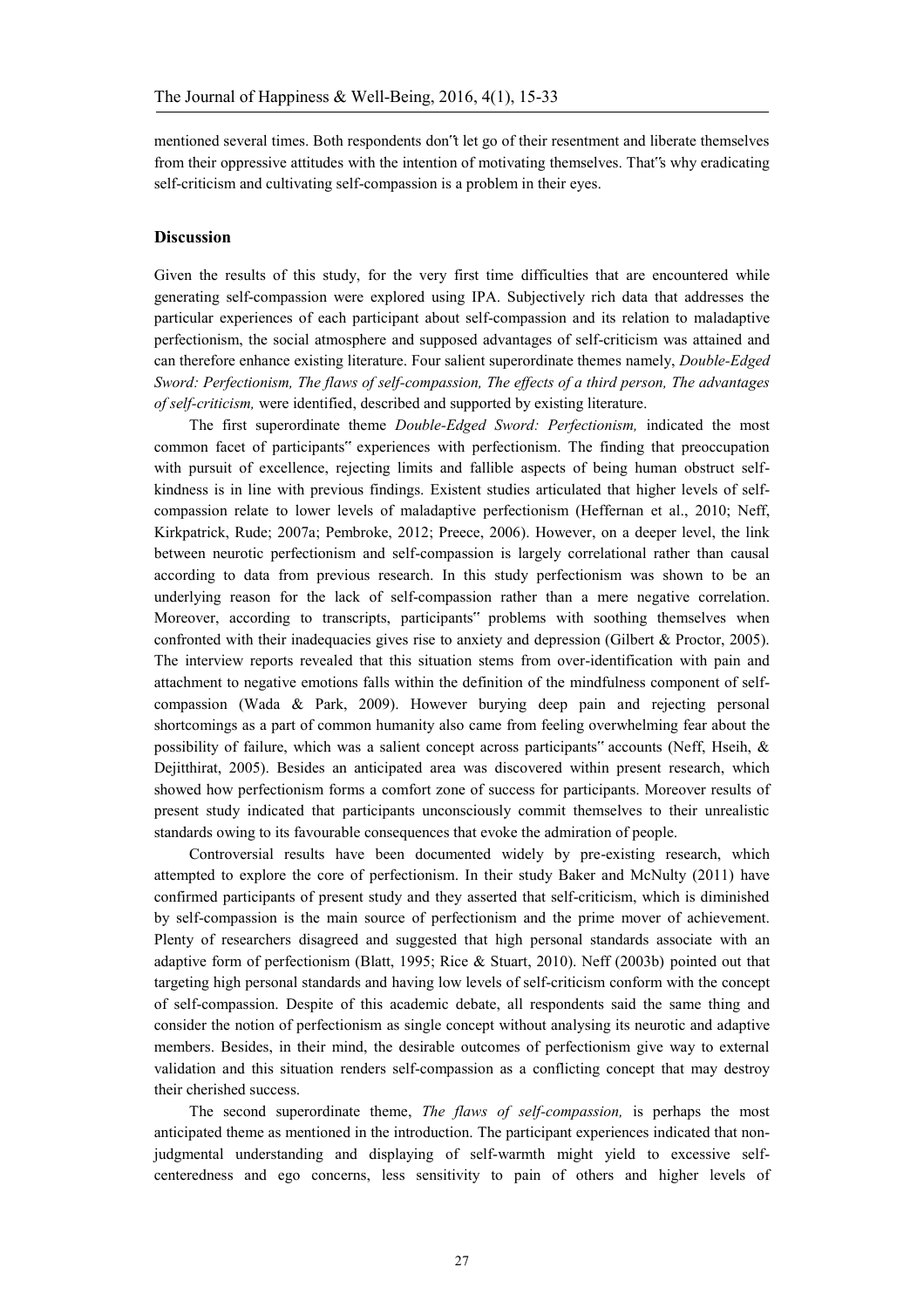mentioned several times. Both respondents don"t let go of their resentment and liberate themselves from their oppressive attitudes with the intention of motivating themselves. That"s why eradicating self-criticism and cultivating self-compassion is a problem in their eyes.

## Discussion

Given the results of this study, for the very first time difficulties that are encountered while generating self-compassion were explored using IPA. Subjectively rich data that addresses the particular experiences of each participant about self-compassion and its relation to maladaptive perfectionism, the social atmosphere and supposed advantages of self-criticism was attained and can therefore enhance existing literature. Four salient superordinate themes namely, *Double-Edged Sword: Perfectionism, The flaws of self-compassion, The effects of a third person, The advantages of self-criticism,* were identified, described and supported by existing literature.

The first superordinate theme *Double-Edged Sword: Perfectionism,* indicated the most common facet of participants" experiences with perfectionism. The finding that preoccupation with pursuit of excellence, rejecting limits and fallible aspects of being human obstruct self-kindness is in line with previous findings. Existent studies articulated that higher levels of self-compassion relate to lower levels of maladaptive perfectionism (Heffernan et al., 2010; Neff, Kirkpatrick, Rude; 2007a; Pembroke, 2012; Preece, 2006). However, on a deeper level, the link between neurotic perfectionism and self-compassion is largely correlational rather than causal according to data from previous research. In this study perfectionism was shown to be an underlying reason for the lack of self-compassion rather than a mere negative correlation. Moreover, according to transcripts, participants" problems with soothing themselves when confronted with their inadequacies gives rise to anxiety and depression (Gilbert & Proctor, 2005). The interview reports revealed that this situation stems from over-identification with pain and attachment to negative emotions falls within the definition of the mindfulness component of self-compassion (Wada & Park, 2009). However burying deep pain and rejecting personal shortcomings as a part of common humanity also came from feeling overwhelming fear about the possibility of failure, which was a salient concept across participants" accounts (Neff, Hseih, & Dejitthirat, 2005). Besides an anticipated area was discovered within present research, which showed how perfectionism forms a comfort zone of success for participants. Moreover results of present study indicated that participants unconsciously commit themselves to their unrealistic standards owing to its favourable consequences that evoke the admiration of people.

Controversial results have been documented widely by pre-existing research, which attempted to explore the core of perfectionism. In their study Baker and McNulty (2011) have confirmed participants of present study and they asserted that self-criticism, which is diminished by self-compassion is the main source of perfectionism and the prime mover of achievement. Plenty of researchers disagreed and suggested that high personal standards associate with an adaptive form of perfectionism (Blatt, 1995; Rice & Stuart, 2010). Neff (2003b) pointed out that targeting high personal standards and having low levels of self-criticism conform with the concept of self-compassion. Despite of this academic debate, all respondents said the same thing and consider the notion of perfectionism as single concept without analysing its neurotic and adaptive members. Besides, in their mind, the desirable outcomes of perfectionism give way to external validation and this situation renders self-compassion as a conflicting concept that may destroy their cherished success.

The second superordinate theme, *The flaws of self-compassion,* is perhaps the most anticipated theme as mentioned in the introduction. The participant experiences indicated that non-judgmental understanding and displaying of self-warmth might yield to excessive self-centeredness and ego concerns, less sensitivity to pain of others and higher levels of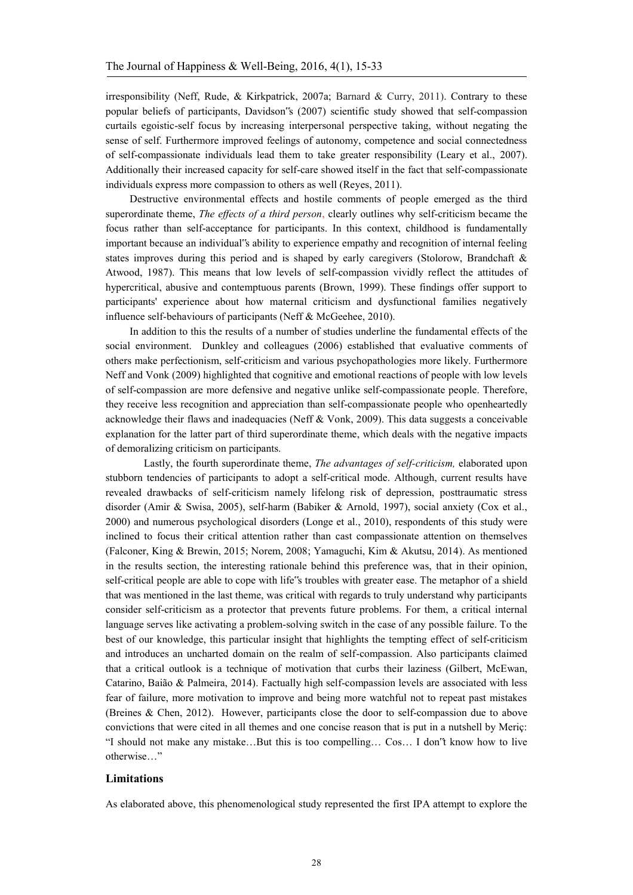irresponsibility (Neff, Rude, & Kirkpatrick, 2007a; Barnard & Curry, 2011). Contrary to these popular beliefs of participants, Davidson‟s (2007) scientific study showed that self-compassion curtails egoistic-self focus by increasing interpersonal perspective taking, without negating the sense of self. Furthermore improved feelings of autonomy, competence and social connectedness of self-compassionate individuals lead them to take greater responsibility (Leary et al., 2007). Additionally their increased capacity for self-care showed itself in the fact that self-compassionate individuals express more compassion to others as well (Reyes, 2011).

Destructive environmental effects and hostile comments of people emerged as the third superordinate theme, *The effects of a third person*, clearly outlines why self-criticism became the focus rather than self-acceptance for participants. In this context, childhood is fundamentally important because an individual‟s ability to experience empathy and recognition of internal feeling states improves during this period and is shaped by early caregivers (Stolorow, Brandchaft & Atwood, 1987). This means that low levels of self-compassion vividly reflect the attitudes of hypercritical, abusive and contemptuous parents (Brown, 1999). These findings offer support to participants' experience about how maternal criticism and dysfunctional families negatively influence self-behaviours of participants (Neff & McGeehee, 2010).

In addition to this the results of a number of studies underline the fundamental effects of the social environment. Dunkley and colleagues (2006) established that evaluative comments of others make perfectionism, self-criticism and various psychopathologies more likely. Furthermore Neff and Vonk (2009) highlighted that cognitive and emotional reactions of people with low levels of self-compassion are more defensive and negative unlike self-compassionate people. Therefore, they receive less recognition and appreciation than self-compassionate people who openheartedly acknowledge their flaws and inadequacies (Neff & Vonk, 2009). This data suggests a conceivable explanation for the latter part of third superordinate theme, which deals with the negative impacts of demoralizing criticism on participants.

Lastly, the fourth superordinate theme, *The advantages of self-criticism,* elaborated upon stubborn tendencies of participants to adopt a self-critical mode. Although, current results have revealed drawbacks of self-criticism namely lifelong risk of depression, posttraumatic stress disorder (Amir & Swisa, 2005), self-harm (Babiker & Arnold, 1997), social anxiety (Cox et al., 2000) and numerous psychological disorders (Longe et al., 2010), respondents of this study were inclined to focus their critical attention rather than cast compassionate attention on themselves (Falconer, King & Brewin, 2015; Norem, 2008; Yamaguchi, Kim & Akutsu, 2014). As mentioned in the results section, the interesting rationale behind this preference was, that in their opinion, self-critical people are able to cope with life‟s troubles with greater ease. The metaphor of a shield that was mentioned in the last theme, was critical with regards to truly understand why participants consider self-criticism as a protector that prevents future problems. For them, a critical internal language serves like activating a problem-solving switch in the case of any possible failure. To the best of our knowledge, this particular insight that highlights the tempting effect of self-criticism and introduces an uncharted domain on the realm of self-compassion. Also participants claimed that a critical outlook is a technique of motivation that curbs their laziness (Gilbert, McEwan, Catarino, Baião & Palmeira, 2014). Factually high self-compassion levels are associated with less fear of failure, more motivation to improve and being more watchful not to repeat past mistakes (Breines & Chen, 2012). However, participants close the door to self-compassion due to above convictions that were cited in all themes and one concise reason that is put in a nutshell by Meriç: "I should not make any mistake…But this is too compelling… Cos… I don‟t know how to live otherwise…"

## Limitations

As elaborated above, this phenomenological study represented the first IPA attempt to explore the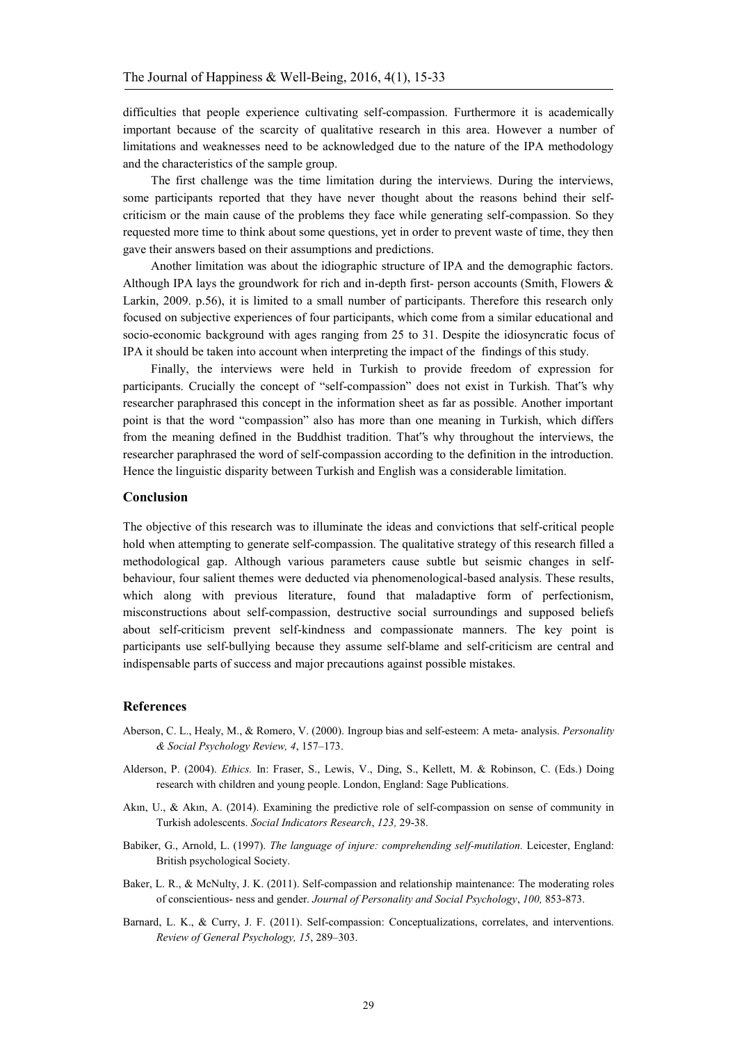difficulties that people experience cultivating self-compassion. Furthermore it is academically important because of the scarcity of qualitative research in this area. However a number of limitations and weaknesses need to be acknowledged due to the nature of the IPA methodology and the characteristics of the sample group.

The first challenge was the time limitation during the interviews. During the interviews, some participants reported that they have never thought about the reasons behind their self-criticism or the main cause of the problems they face while generating self-compassion. So they requested more time to think about some questions, yet in order to prevent waste of time, they then gave their answers based on their assumptions and predictions.

Another limitation was about the idiographic structure of IPA and the demographic factors. Although IPA lays the groundwork for rich and in-depth first- person accounts (Smith, Flowers & Larkin, 2009. p.56), it is limited to a small number of participants. Therefore this research only focused on subjective experiences of four participants, which come from a similar educational and socio-economic background with ages ranging from 25 to 31. Despite the idiosyncratic focus of IPA it should be taken into account when interpreting the impact of the findings of this study.

Finally, the interviews were held in Turkish to provide freedom of expression for participants. Crucially the concept of "self-compassion" does not exist in Turkish. That"s why researcher paraphrased this concept in the information sheet as far as possible. Another important point is that the word "compassion" also has more than one meaning in Turkish, which differs from the meaning defined in the Buddhist tradition. That"s why throughout the interviews, the researcher paraphrased the word of self-compassion according to the definition in the introduction. Hence the linguistic disparity between Turkish and English was a considerable limitation.

## Conclusion

The objective of this research was to illuminate the ideas and convictions that self-critical people hold when attempting to generate self-compassion. The qualitative strategy of this research filled a methodological gap. Although various parameters cause subtle but seismic changes in self-behaviour, four salient themes were deducted via phenomenological-based analysis. These results, which along with previous literature, found that maladaptive form of perfectionism, misconstructions about self-compassion, destructive social surroundings and supposed beliefs about self-criticism prevent self-kindness and compassionate manners. The key point is participants use self-bullying because they assume self-blame and self-criticism are central and indispensable parts of success and major precautions against possible mistakes.

## References

Aberson, C. L., Healy, M., & Romero, V. (2000). Ingroup bias and self-esteem: A meta- analysis. *Personality & Social Psychology Review, 4*, 157–173.

Alderson, P. (2004). *Ethics.* In: Fraser, S., Lewis, V., Ding, S., Kellett, M. & Robinson, C. (Eds.) Doing research with children and young people. London, England: Sage Publications.

Akın, U., & Akın, A. (2014). Examining the predictive role of self-compassion on sense of community in Turkish adolescents. *Social Indicators Research*, *123,* 29-38.

Babiker, G., Arnold, L. (1997). *The language of injure: comprehending self-mutilation.* Leicester, England: British psychological Society.

Baker, L. R., & McNulty, J. K. (2011). Self-compassion and relationship maintenance: The moderating roles of conscientious- ness and gender. *Journal of Personality and Social Psychology*, *100,* 853-873.

Barnard, L. K., & Curry, J. F. (2011). Self-compassion: Conceptualizations, correlates, and interventions. *Review of General Psychology, 15*, 289–303.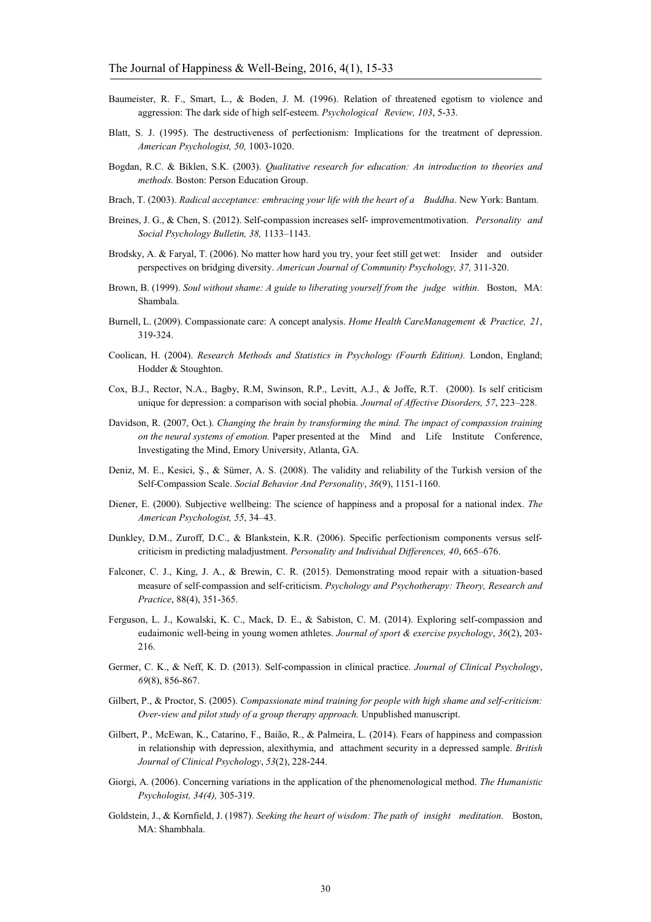Baumeister, R. F., Smart, L., & Boden, J. M. (1996). Relation of threatened egotism to violence and aggression: The dark side of high self-esteem. *Psychological Review, 103*, 5-33.

Blatt, S. J. (1995). The destructiveness of perfectionism: Implications for the treatment of depression. *American Psychologist, 50,* 1003-1020.

Bogdan, R.C. & Biklen, S.K. (2003). *Qualitative research for education: An introduction to theories and methods.* Boston: Person Education Group.

Brach, T. (2003). *Radical acceptance: embracing your life with the heart of a Buddha*. New York: Bantam.

Breines, J. G., & Chen, S. (2012). Self-compassion increases self- improvementmotivation. *Personality and Social Psychology Bulletin, 38,* 1133–1143.

Brodsky, A. & Faryal, T. (2006). No matter how hard you try, your feet still getwet: Insider and outsider perspectives on bridging diversity. *American Journal of Community Psychology, 37,* 311-320.

Brown, B. (1999). *Soul without shame: A guide to liberating yourself from the judge within.* Boston, MA: Shambala.

Burnell, L. (2009). Compassionate care: A concept analysis. *Home Health CareManagement & Practice, 21*, 319-324.

Coolican, H. (2004). *Research Methods and Statistics in Psychology (Fourth Edition).* London, England; Hodder & Stoughton.

Cox, B.J., Rector, N.A., Bagby, R.M, Swinson, R.P., Levitt, A.J., & Joffe, R.T. (2000). Is self criticism unique for depression: a comparison with social phobia. *Journal of Affective Disorders, 57*, 223–228.

Davidson, R. (2007, Oct.). *Changing the brain by transforming the mind. The impact of compassion training on the neural systems of emotion.* Paper presented at the Mind and Life Institute Conference, Investigating the Mind, Emory University, Atlanta, GA.

Deniz, M. E., Kesici, Ş., & Sümer, A. S. (2008). The validity and reliability of the Turkish version of the Self-Compassion Scale. *Social Behavior And Personality*, *36*(9), 1151-1160.

Diener, E. (2000). Subjective wellbeing: The science of happiness and a proposal for a national index. *The American Psychologist, 55*, 34–43.

Dunkley, D.M., Zuroff, D.C., & Blankstein, K.R. (2006). Specific perfectionism components versus self-criticism in predicting maladjustment. *Personality and Individual Differences, 40*, 665–676.

Falconer, C. J., King, J. A., & Brewin, C. R. (2015). Demonstrating mood repair with a situation-based measure of self-compassion and self-criticism. *Psychology and Psychotherapy: Theory, Research and Practice*, 88(4), 351-365.

Ferguson, L. J., Kowalski, K. C., Mack, D. E., & Sabiston, C. M. (2014). Exploring self-compassion and eudaimonic well-being in young women athletes. *Journal of sport & exercise psychology*, *36*(2), 203-216.

Germer, C. K., & Neff, K. D. (2013). Self-compassion in clinical practice. *Journal of Clinical Psychology*, *69*(8), 856-867.

Gilbert, P., & Proctor, S. (2005). *Compassionate mind training for people with high shame and self-criticism: Over-view and pilot study of a group therapy approach.* Unpublished manuscript.

Gilbert, P., McEwan, K., Catarino, F., Baião, R., & Palmeira, L. (2014). Fears of happiness and compassion in relationship with depression, alexithymia, and attachment security in a depressed sample. *British Journal of Clinical Psychology*, *53*(2), 228-244.

Giorgi, A. (2006). Concerning variations in the application of the phenomenological method. *The Humanistic Psychologist, 34(4),* 305-319.

Goldstein, J., & Kornfield, J. (1987). *Seeking the heart of wisdom: The path of insight meditation.* Boston, MA: Shambhala.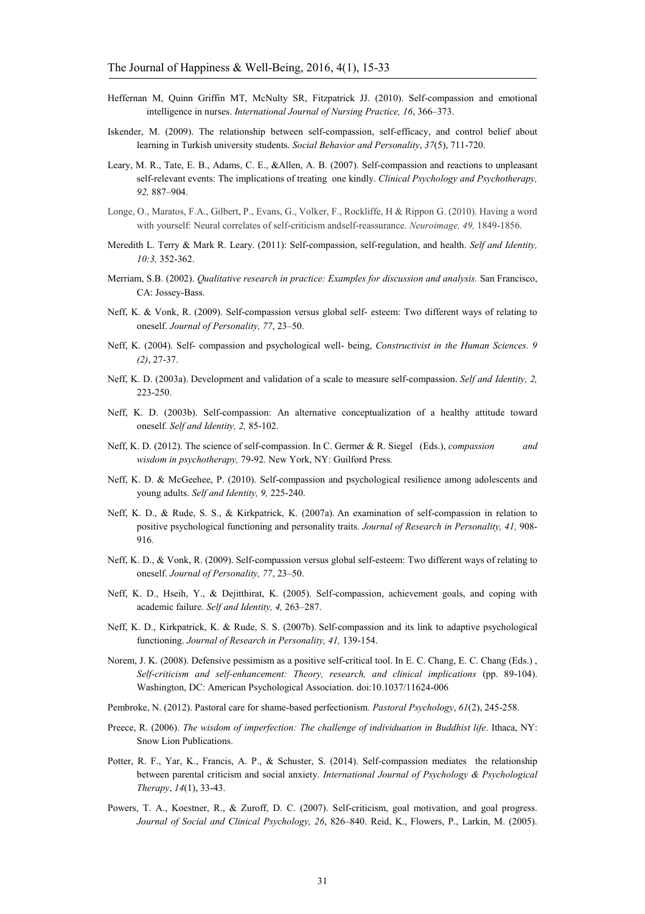Heffernan M, Quinn Griffin MT, McNulty SR, Fitzpatrick JJ. (2010). Self-compassion and emotional intelligence in nurses. *International Journal of Nursing Practice, 16*, 366–373.

Iskender, M. (2009). The relationship between self-compassion, self-efficacy, and control belief about learning in Turkish university students. *Social Behavior and Personality*, *37*(5), 711-720.

Leary, M. R., Tate, E. B., Adams, C. E., &Allen, A. B. (2007). Self-compassion and reactions to unpleasant self-relevant events: The implications of treating one kindly. *Clinical Psychology and Psychotherapy, 92,* 887–904.

Longe, O., Maratos, F.A., Gilbert, P., Evans, G., Volker, F., Rockliffe, H & Rippon G. (2010). Having a word with yourself: Neural correlates of self-criticism andself-reassurance. *Neuroimage, 49,* 1849-1856.

Meredith L. Terry & Mark R. Leary. (2011): Self-compassion, self-regulation, and health. *Self and Identity, 10:3,* 352-362.

Merriam, S.B. (2002). *Qualitative research in practice: Examples for discussion and analysis.* San Francisco, CA: Jossey-Bass.

Neff, K. & Vonk, R. (2009). Self-compassion versus global self- esteem: Two different ways of relating to oneself. *Journal of Personality, 77*, 23–50.

Neff, K. (2004). Self- compassion and psychological well- being, *Constructivist in the Human Sciences. 9 (2)*, 27-37.

Neff, K. D. (2003a). Development and validation of a scale to measure self-compassion. *Self and Identity, 2,* 223-250.

Neff, K. D. (2003b). Self-compassion: An alternative conceptualization of a healthy attitude toward oneself. *Self and Identity, 2,* 85-102.

Neff, K. D. (2012). The science of self-compassion. In C. Germer & R. Siegel (Eds.), *compassion and wisdom in psychotherapy,* 79-92. New York, NY: Guilford Press.

Neff, K. D. & McGeehee, P. (2010). Self-compassion and psychological resilience among adolescents and young adults. *Self and Identity, 9,* 225-240.

Neff, K. D., & Rude, S. S., & Kirkpatrick, K. (2007a). An examination of self-compassion in relation to positive psychological functioning and personality traits. *Journal of Research in Personality, 41,* 908-916*.*

Neff, K. D., & Vonk, R. (2009). Self-compassion versus global self-esteem: Two different ways of relating to oneself. *Journal of Personality, 77*, 23–50.

Neff, K. D., Hseih, Y., & Dejitthirat, K. (2005). Self-compassion, achievement goals, and coping with academic failure. *Self and Identity, 4,* 263–287.

Neff, K. D., Kirkpatrick, K. & Rude, S. S. (2007b). Self-compassion and its link to adaptive psychological functioning. *Journal of Research in Personality, 41,* 139-154.

Norem, J. K. (2008). Defensive pessimism as a positive self-critical tool. In E. C. Chang, E. C. Chang (Eds.) , *Self-criticism and self-enhancement: Theory, research, and clinical implications* (pp. 89-104). Washington, DC: American Psychological Association. doi:10.1037/11624-006

Pembroke, N. (2012). Pastoral care for shame-based perfectionism. *Pastoral Psychology*, *61*(2), 245-258.

Preece, R. (2006). *The wisdom of imperfection: The challenge of individuation in Buddhist life*. Ithaca, NY: Snow Lion Publications.

Potter, R. F., Yar, K., Francis, A. P., & Schuster, S. (2014). Self-compassion mediates the relationship between parental criticism and social anxiety. *International Journal of Psychology & Psychological Therapy*, *14*(1), 33-43.

Powers, T. A., Koestner, R., & Zuroff, D. C. (2007). Self-criticism, goal motivation, and goal progress. *Journal of Social and Clinical Psychology, 26*, 826–840. Reid, K., Flowers, P., Larkin, M. (2005).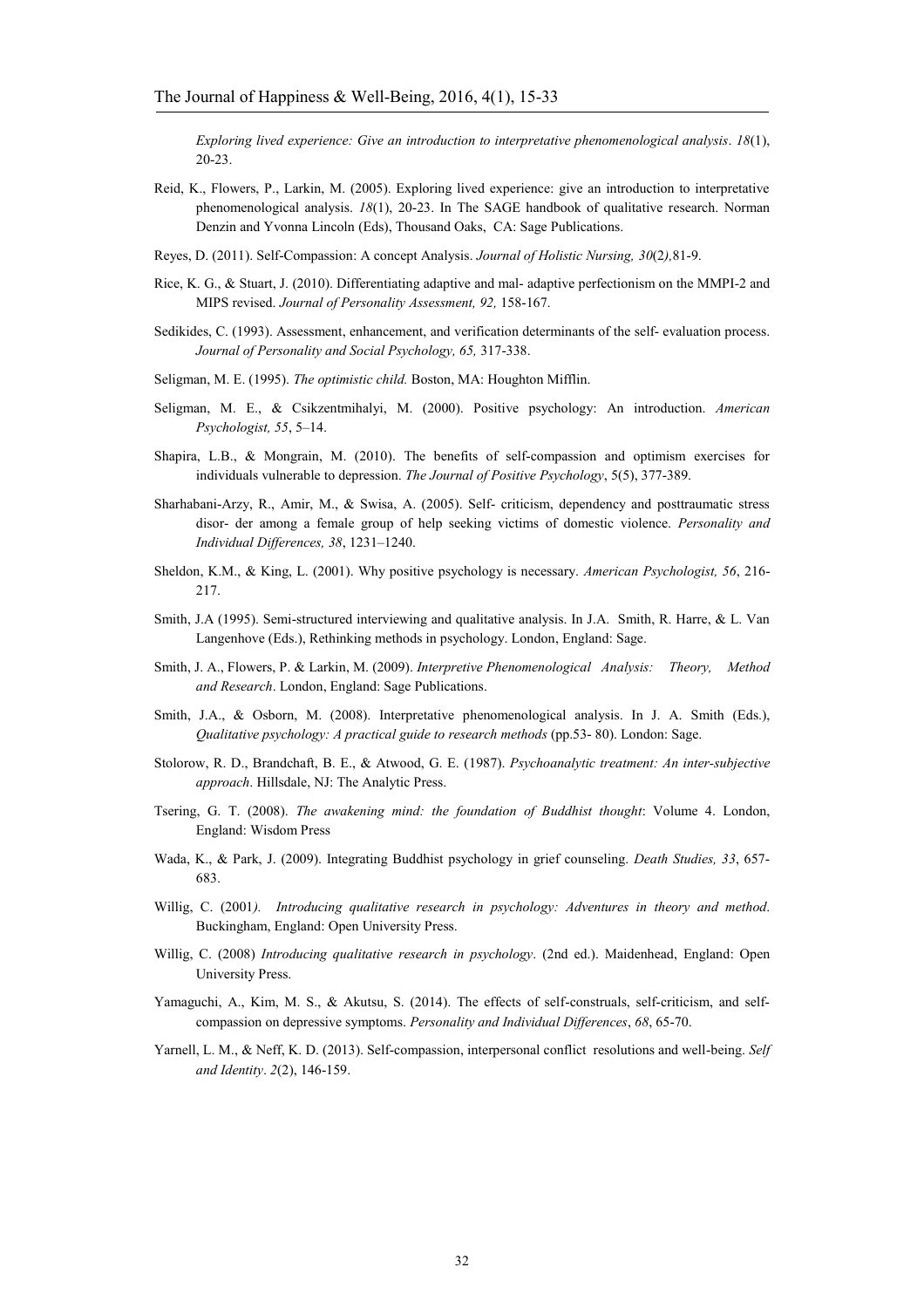*Exploring lived experience: Give an introduction to interpretative phenomenological analysis*. *18*(1), 20-23.

Reid, K., Flowers, P., Larkin, M. (2005). Exploring lived experience: give an introduction to interpretative phenomenological analysis. *18*(1), 20-23. In The SAGE handbook of qualitative research. Norman Denzin and Yvonna Lincoln (Eds), Thousand Oaks, CA: Sage Publications.

Reyes, D. (2011). Self-Compassion: A concept Analysis. *Journal of Holistic Nursing, 30*(2*),*81-9.

Rice, K. G., & Stuart, J. (2010). Differentiating adaptive and mal- adaptive perfectionism on the MMPI-2 and MIPS revised. *Journal of Personality Assessment, 92,* 158-167.

Sedikides, C. (1993). Assessment, enhancement, and verification determinants of the self- evaluation process. *Journal of Personality and Social Psychology, 65,* 317-338.

Seligman, M. E. (1995). *The optimistic child.* Boston, MA: Houghton Mifflin.

Seligman, M. E., & Csikzentmihalyi, M. (2000). Positive psychology: An introduction. *American Psychologist, 55*, 5–14.

Shapira, L.B., & Mongrain, M. (2010). The benefits of self-compassion and optimism exercises for individuals vulnerable to depression. *The Journal of Positive Psychology*, 5(5), 377-389.

Sharhabani-Arzy, R., Amir, M., & Swisa, A. (2005). Self- criticism, dependency and posttraumatic stress disor- der among a female group of help seeking victims of domestic violence. *Personality and Individual Differences, 38*, 1231–1240.

Sheldon, K.M., & King, L. (2001). Why positive psychology is necessary. *American Psychologist, 56*, 216-217.

Smith, J.A (1995). Semi-structured interviewing and qualitative analysis. In J.A. Smith, R. Harre, & L. Van Langenhove (Eds.), Rethinking methods in psychology. London, England: Sage.

Smith, J. A., Flowers, P. & Larkin, M. (2009). *Interpretive Phenomenological Analysis: Theory, Method and Research*. London, England: Sage Publications.

Smith, J.A., & Osborn, M. (2008). Interpretative phenomenological analysis. In J. A. Smith (Eds.), *Qualitative psychology: A practical guide to research methods* (pp.53- 80). London: Sage.

Stolorow, R. D., Brandchaft, B. E., & Atwood, G. E. (1987). *Psychoanalytic treatment: An inter-subjective approach*. Hillsdale, NJ: The Analytic Press.

Tsering, G. T. (2008). *The awakening mind: the foundation of Buddhist thought*: Volume 4. London, England: Wisdom Press

Wada, K., & Park, J. (2009). Integrating Buddhist psychology in grief counseling. *Death Studies, 33*, 657-683.

Willig, C. (2001*). Introducing qualitative research in psychology: Adventures in theory and method*. Buckingham, England: Open University Press.

Willig, C. (2008) *Introducing qualitative research in psychology*. (2nd ed.). Maidenhead, England: Open University Press.

Yamaguchi, A., Kim, M. S., & Akutsu, S. (2014). The effects of self-construals, self-criticism, and self-compassion on depressive symptoms. *Personality and Individual Differences*, *68*, 65-70.

Yarnell, L. M., & Neff, K. D. (2013). Self-compassion, interpersonal conflict resolutions and well-being. *Self and Identity*. *2*(2), 146-159.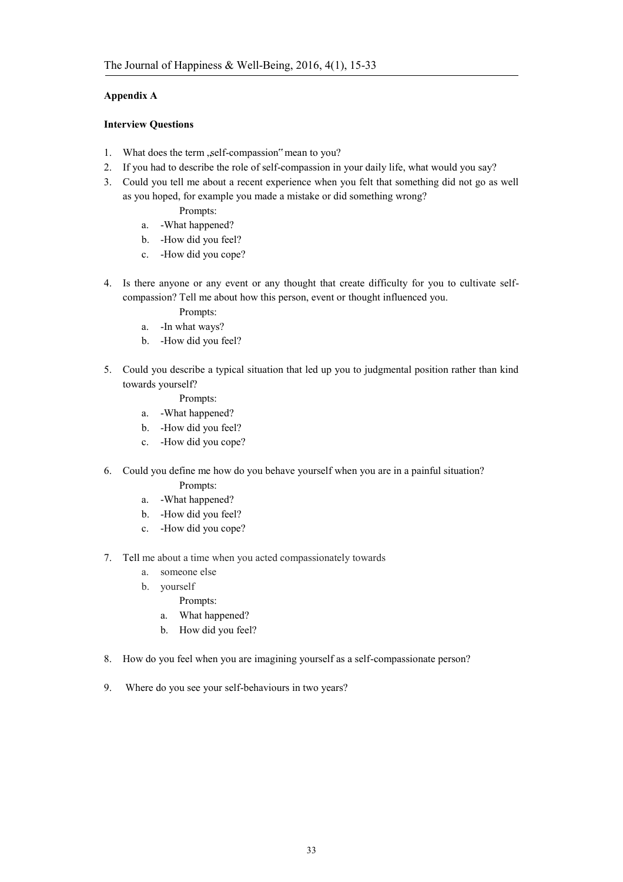## Appendix A

### Interview Questions

1. What does the term „self-compassion" mean to you?
2. If you had to describe the role of self-compassion in your daily life, what would you say?
3. Could you tell me about a recent experience when you felt that something did not go as well as you hoped, for example you made a mistake or did something wrong?

   Prompts:

   a. -What happened?
   b. -How did you feel?
   c. -How did you cope?

4. Is there anyone or any event or any thought that create difficulty for you to cultivate self-compassion? Tell me about how this person, event or thought influenced you.

   Prompts:

   a. -In what ways?
   b. -How did you feel?

5. Could you describe a typical situation that led up you to judgmental position rather than kind towards yourself?

   Prompts:

   a. -What happened?
   b. -How did you feel?
   c. -How did you cope?

6. Could you define me how do you behave yourself when you are in a painful situation?

   Prompts:

   a. -What happened?
   b. -How did you feel?
   c. -How did you cope?

7. Tell me about a time when you acted compassionately towards

   a. someone else
   b. yourself

   Prompts:

   a. What happened?
   b. How did you feel?

8. How do you feel when you are imagining yourself as a self-compassionate person?

9. Where do you see your self-behaviours in two years?